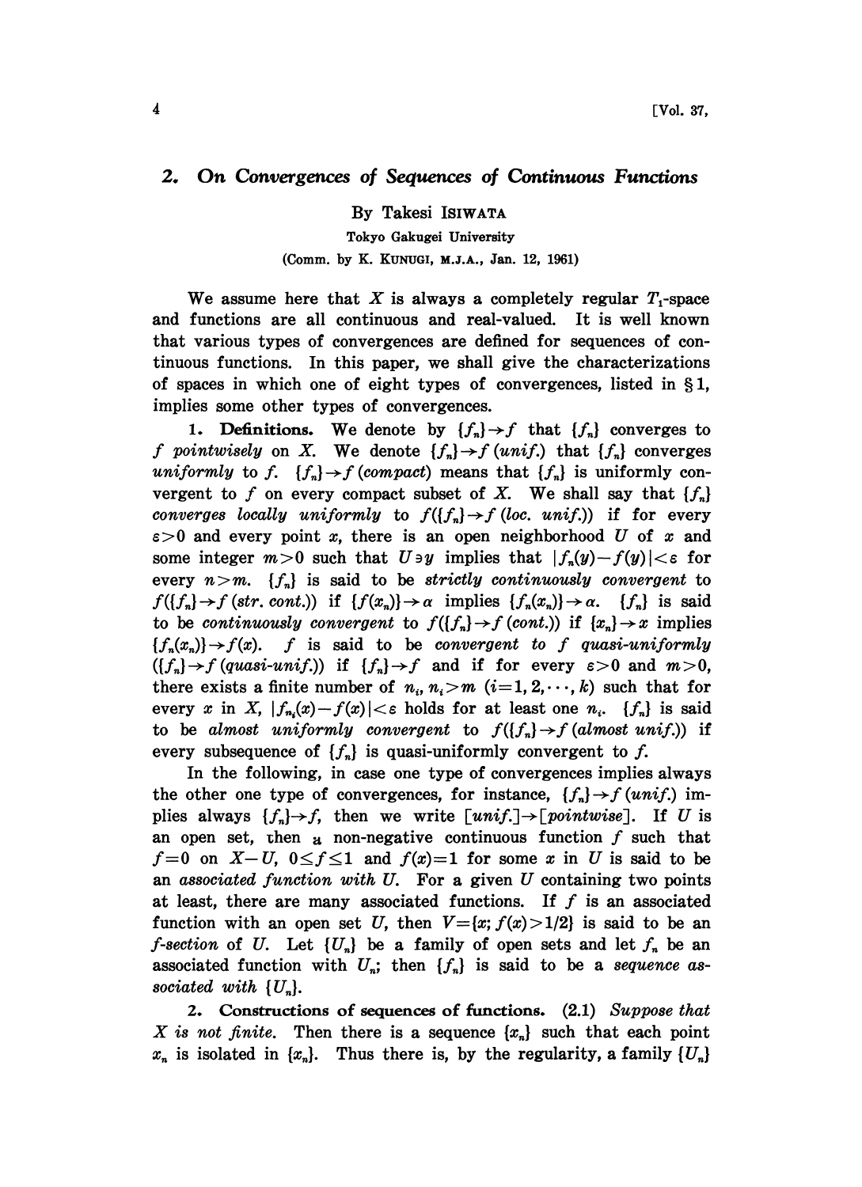## 2. *On Convergences of Sequences of Continuous Functions*

By Takesi ISIWATA

Tokyo Gakugei University

(Comm. by K. KUNUGI, M.J.A., Jan. 12, 1961)

We assume here that $X$ is always a completely regular $T_1$-space and functions are all continuous and real-valued. It is well known that various types of convergences are defined for sequences of continuous functions. In this paper, we shall give the characterizations of spaces in which one of eight types of convergences, listed in §1, implies some other types of convergences.

**1. Definitions.** We denote by $\{f_n\}\to f$ that $\{f_n\}$ converges to $f$ *pointwisely* on $X$. We denote $\{f_n\}\to f$ (*unif.*) that $\{f_n\}$ converges *uniformly* to $f$. $\{f_n\}\to f$ (*compact*) means that $\{f_n\}$ is uniformly convergent to $f$ on every compact subset of $X$. We shall say that $\{f_n\}$ *converges locally uniformly* to $f(\{f_n\}\to f$ (*loc. unif.*)) if for every $\varepsilon>0$ and every point $x$, there is an open neighborhood $U$ of $x$ and some integer $m>0$ such that $U\ni y$ implies that $|f_n(y)-f(y)|<\varepsilon$ for every $n>m$. $\{f_n\}$ is said to be *strictly continuously convergent* to $f(\{f_n\}\to f$ (*str. cont.*)) if $\{f(x_n)\}\to\alpha$ implies $\{f_n(x_n)\}\to\alpha$. $\{f_n\}$ is said to be *continuously convergent* to $f(\{f_n\}\to f$ (*cont.*)) if $\{x_n\}\to x$ implies $\{f_n(x_n)\}\to f(x)$. $f$ is said to be *convergent to $f$ quasi-uniformly* ($\{f_n\}\to f$ (*quasi-unif.*)) if $\{f_n\}\to f$ and if for every $\varepsilon>0$ and $m>0$, there exists a finite number of $n_i$, $n_i>m$ $(i=1,2,\cdots,k)$ such that for every $x$ in $X$, $|f_{n_i}(x)-f(x)|<\varepsilon$ holds for at least one $n_i$. $\{f_n\}$ is said to be *almost uniformly convergent* to $f(\{f_n\}\to f$ (*almost unif.*)) if every subsequence of $\{f_n\}$ is quasi-uniformly convergent to $f$.

In the following, in case one type of convergences implies always the other one type of convergences, for instance, $\{f_n\}\to f$ (*unif.*) implies always $\{f_n\}\to f$, then we write [*unif.*]→[*pointwise*]. If $U$ is an open set, then a non-negative continuous function $f$ such that $f=0$ on $X-U$, $0\le f\le 1$ and $f(x)=1$ for some $x$ in $U$ is said to be an *associated function with $U$*. For a given $U$ containing two points at least, there are many associated functions. If $f$ is an associated function with an open set $U$, then $V=\{x;f(x)>1/2\}$ is said to be an *$f$-section* of $U$. Let $\{U_n\}$ be a family of open sets and let $f_n$ be an associated function with $U_n$; then $\{f_n\}$ is said to be a *sequence associated with* $\{U_n\}$.

**2. Constructions of sequences of functions.** (2.1) *Suppose that $X$ is not finite.* Then there is a sequence $\{x_n\}$ such that each point $x_n$ is isolated in $\{x_n\}$. Thus there is, by the regularity, a family $\{U_n\}$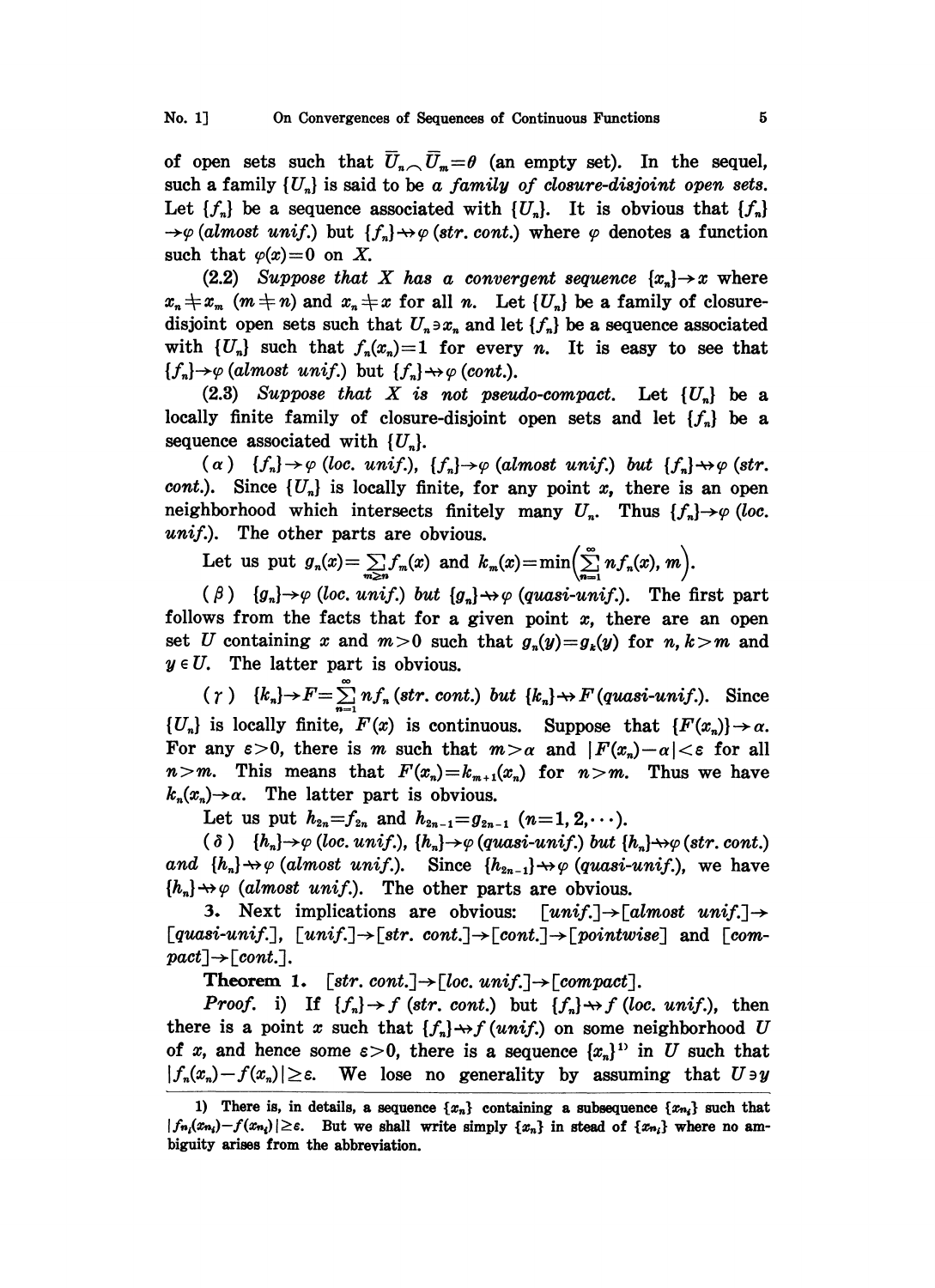of open sets such that $\bar{U}_n \frown \bar{U}_m = \theta$ (an empty set). In the sequel, such a family $\{U_n\}$ is said to be *a family of closure-disjoint open sets*. Let $\{f_n\}$ be a sequence associated with $\{U_n\}$. It is obvious that $\{f_n\} \to \varphi$ *(almost unif.)* but $\{f_n\} \nrightarrow \varphi$ *(str. cont.)* where $\varphi$ denotes a function such that $\varphi(x)=0$ on $X$.

(2.2) *Suppose that $X$ has a convergent sequence $\{x_n\} \to x$ where $x_n \neq x_m$ $(m \neq n)$ and $x_n \neq x$ for all $n$. Let $\{U_n\}$ be a family of closure-disjoint open sets such that $U_n \ni x_n$ and let $\{f_n\}$ be a sequence associated with $\{U_n\}$ such that $f_n(x_n)=1$ for every $n$. It is easy to see that $\{f_n\} \to \varphi$ (almost unif.) but $\{f_n\} \nrightarrow \varphi$ (cont.).*

(2.3) *Suppose that $X$ is not pseudo-compact.* Let $\{U_n\}$ be a locally finite family of closure-disjoint open sets and let $\{f_n\}$ be a sequence associated with $\{U_n\}$.

($\alpha$) *$\{f_n\} \to \varphi$ (loc. unif.), $\{f_n\} \to \varphi$ (almost unif.) but $\{f_n\} \nrightarrow \varphi$ (str. cont.).* Since $\{U_n\}$ is locally finite, for any point $x$, there is an open neighborhood which intersects finitely many $U_n$. Thus $\{f_n\} \to \varphi$ *(loc. unif.)*. The other parts are obvious.

Let us put $g_n(x) = \sum_{m \geq n} f_m(x)$ and $k_m(x) = \min\left(\sum_{n=1}^{\infty} n f_n(x), m\right)$.

($\beta$) *$\{g_n\} \to \varphi$ (loc. unif.) but $\{g_n\} \nrightarrow \varphi$ (quasi-unif.).* The first part follows from the facts that for a given point $x$, there are an open set $U$ containing $x$ and $m>0$ such that $g_n(y) = g_k(y)$ for $n, k > m$ and $y \in U$. The latter part is obvious.

($\gamma$) *$\{k_n\} \to F = \sum_{n=1}^{\infty} n f_n$ (str. cont.) but $\{k_n\} \nrightarrow F$ (quasi-unif.).* Since $\{U_n\}$ is locally finite, $F(x)$ is continuous. Suppose that $\{F(x_n)\} \to \alpha$. For any $\varepsilon > 0$, there is $m$ such that $m > \alpha$ and $|F(x_n) - \alpha| < \varepsilon$ for all $n > m$. This means that $F(x_n) = k_{m+1}(x_n)$ for $n > m$. Thus we have $k_n(x_n) \to \alpha$. The latter part is obvious.

Let us put $h_{2n} = f_{2n}$ and $h_{2n-1} = g_{2n-1}$ $(n=1, 2, \cdots)$.

($\delta$) *$\{h_n\} \to \varphi$ (loc. unif.), $\{h_n\} \to \varphi$ (quasi-unif.) but $\{h_n\} \nrightarrow \varphi$ (str. cont.) and $\{h_n\} \nrightarrow \varphi$ (almost unif.).* Since $\{h_{2n-1}\} \nrightarrow \varphi$ *(quasi-unif.)*, we have $\{h_n\} \nrightarrow \varphi$ *(almost unif.)*. The other parts are obvious.

**3.** Next implications are obvious: [*unif.*]$\to$[*almost unif.*]$\to$[*quasi-unif.*], [*unif.*]$\to$[*str. cont.*]$\to$[*cont.*]$\to$[*pointwise*] and [*compact*]$\to$[*cont.*].

**Theorem 1.** [*str. cont.*]$\to$[*loc. unif.*]$\to$[*compact*].

*Proof.* i) If $\{f_n\} \to f$ *(str. cont.)* but $\{f_n\} \nrightarrow f$ *(loc. unif.)*, then there is a point $x$ such that $\{f_n\} \nrightarrow f$ *(unif.)* on some neighborhood $U$ of $x$, and hence some $\varepsilon > 0$, there is a sequence $\{x_n\}$[1] in $U$ such that $|f_n(x_n) - f(x_n)| \geq \varepsilon$. We lose no generality by assuming that $U \ni y$

1) There is, in details, a sequence $\{x_n\}$ containing a subsequence $\{x_{n_i}\}$ such that $|f_{n_i}(x_{n_i}) - f(x_{n_i})| \geq \varepsilon$. But we shall write simply $\{x_n\}$ in stead of $\{x_{n_i}\}$ where no ambiguity arises from the abbreviation.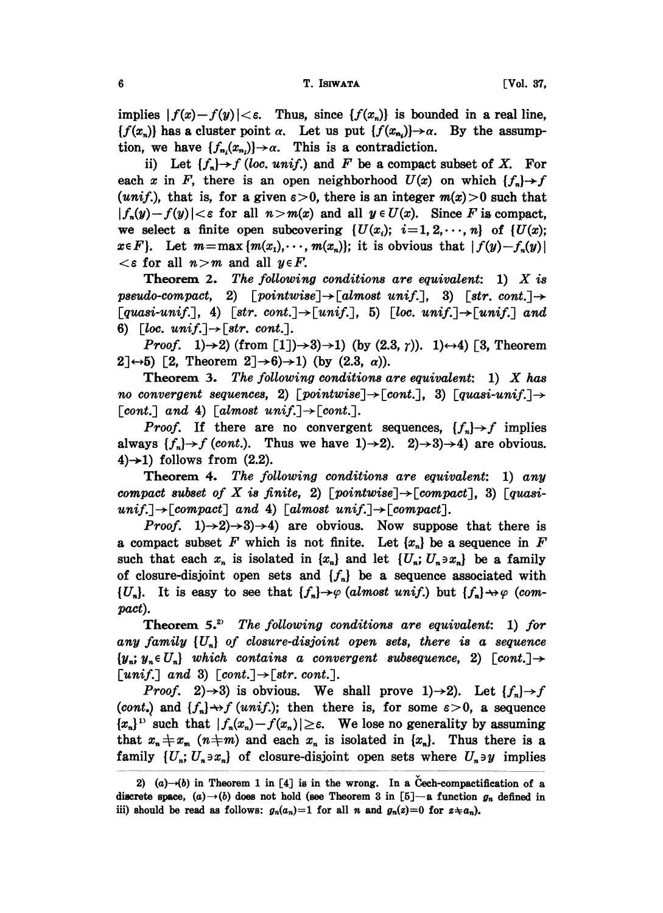implies $|f(x)-f(y)|<\varepsilon$. Thus, since $\{f(x_n)\}$ is bounded in a real line, $\{f(x_n)\}$ has a cluster point $\alpha$. Let us put $\{f(x_{n_i})\}\to\alpha$. By the assumption, we have $\{f_{n_i}(x_{n_i})\}\to\alpha$. This is a contradiction.

ii) Let $\{f_n\}\to f$ (*loc. unif.*) and $F$ be a compact subset of $X$. For each $x$ in $F$, there is an open neighborhood $U(x)$ on which $\{f_n\}\to f$ (*unif.*), that is, for a given $\varepsilon>0$, there is an integer $m(x)>0$ such that $|f_n(y)-f(y)|<\varepsilon$ for all $n>m(x)$ and all $y\in U(x)$. Since $F$ is compact, we select a finite open subcovering $\{U(x_i);\ i=1,2,\cdots,n\}$ of $\{U(x);\ x\in F\}$. Let $m=\max\{m(x_1),\cdots,m(x_n)\}$; it is obvious that $|f(y)-f_n(y)|<\varepsilon$ for all $n>m$ and all $y\in F$.

**Theorem 2.** *The following conditions are equivalent:* 1) *$X$ is pseudo-compact,* 2) *[pointwise]$\to$[almost unif.],* 3) *[str. cont.]$\to$[quasi-unif.],* 4) *[str. cont.]$\to$[unif.],* 5) *[loc. unif.]$\to$[unif.] and* 6) *[loc. unif.]$\to$[str. cont.].*

*Proof.* 1)$\to$2) (from [1])$\to$3)$\to$1) (by (2.3, $\gamma$)). 1)$\leftrightarrow$4) [3, Theorem 2]$\leftrightarrow$5) [2, Theorem 2]$\to$6)$\to$1) (by (2.3, $\alpha$)).

**Theorem 3.** *The following conditions are equivalent:* 1) *$X$ has no convergent sequences,* 2) *[pointwise]$\to$[cont.],* 3) *[quasi-unif.]$\to$[cont.] and* 4) *[almost unif.]$\to$[cont.].*

*Proof.* If there are no convergent sequences, $\{f_n\}\to f$ implies always $\{f_n\}\to f$ (*cont.*). Thus we have 1)$\to$2). 2)$\to$3)$\to$4) are obvious. 4)$\to$1) follows from (2.2).

**Theorem 4.** *The following conditions are equivalent:* 1) *any compact subset of $X$ is finite,* 2) *[pointwise]$\to$[compact],* 3) *[quasi-unif.]$\to$[compact] and* 4) *[almost unif.]$\to$[compact].*

*Proof.* 1)$\to$2)$\to$3)$\to$4) are obvious. Now suppose that there is a compact subset $F$ which is not finite. Let $\{x_n\}$ be a sequence in $F$ such that each $x_n$ is isolated in $\{x_n\}$ and let $\{U_n;\ U_n\ni x_n\}$ be a family of closure-disjoint open sets and $\{f_n\}$ be a sequence associated with $\{U_n\}$. It is easy to see that $\{f_n\}\to\varphi$ (*almost unif.*) but $\{f_n\}\not\to\varphi$ (*compact*).

**Theorem 5.**[2] *The following conditions are equivalent:* 1) *for any family $\{U_n\}$ of closure-disjoint open sets, there is a sequence $\{y_n;\ y_n\in U_n\}$ which contains a convergent subsequence,* 2) *[cont.]$\to$[unif.] and* 3) *[cont.]$\to$[str. cont.].*

*Proof.* 2)$\to$3) is obvious. We shall prove 1)$\to$2). Let $\{f_n\}\to f$ (*cont.*) and $\{f_n\}\not\to f$ (*unif.*); then there is, for some $\varepsilon>0$, a sequence $\{x_n\}$[1] such that $|f_n(x_n)-f(x_n)|\geq\varepsilon$. We lose no generality by assuming that $x_n\neq x_m$ $(n\neq m)$ and each $x_n$ is isolated in $\{x_n\}$. Thus there is a family $\{U_n;\ U_n\ni x_n\}$ of closure-disjoint open sets where $U_n\ni y$ implies

---

2) (*a*)$\to$(*b*) in Theorem 1 in [4] is in the wrong. In a Čech-compactification of a discrete space, (*a*)$\to$(*b*) does not hold (see Theorem 3 in [5]—a function $g_n$ defined in iii) should be read as follows: $g_n(a_n)=1$ for all $n$ and $g_n(z)=0$ for $z\neq a_n$).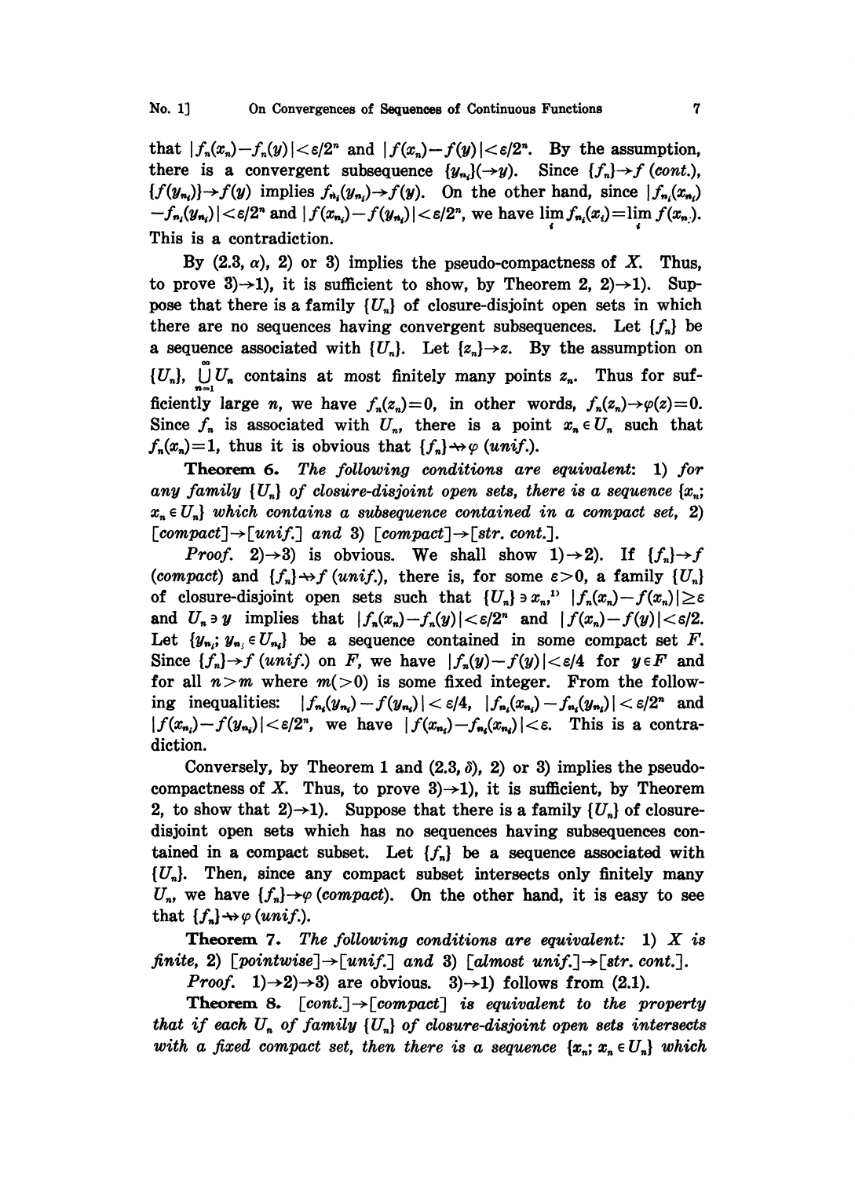that $|f_n(x_n)-f_n(y)|<\varepsilon/2^n$ and $|f(x_n)-f(y)|<\varepsilon/2^n$. By the assumption, there is a convergent subsequence $\{y_{n_i}\}(\to y)$. Since $\{f_n\}\to f$ (*cont.*), $\{f(y_{n_i})\}\to f(y)$ implies $f_{n_i}(y_{n_i})\to f(y)$. On the other hand, since $|f_{n_i}(x_{n_i})-f_{n_i}(y_{n_i})|<\varepsilon/2^n$ and $|f(x_{n_i})-f(y_{n_i})|<\varepsilon/2^n$, we have $\lim_i f_{n_i}(x_i)=\lim_i f(x_{n_i})$. This is a contradiction.

By (2.3, $\alpha$), 2) or 3) implies the pseudo-compactness of $X$. Thus, to prove 3)$\to$1), it is sufficient to show, by Theorem 2, 2)$\to$1). Suppose that there is a family $\{U_n\}$ of closure-disjoint open sets in which there are no sequences having convergent subsequences. Let $\{f_n\}$ be a sequence associated with $\{U_n\}$. Let $\{z_n\}\to z$. By the assumption on $\{U_n\}$, $\bigcup_{n=1}^{\infty} U_n$ contains at most finitely many points $z_n$. Thus for sufficiently large $n$, we have $f_n(z_n)=0$, in other words, $f_n(z_n)\to\varphi(z)=0$. Since $f_n$ is associated with $U_n$, there is a point $x_n\in U_n$ such that $f_n(x_n)=1$, thus it is obvious that $\{f_n\}\not\to\varphi$ (*unif.*).

**Theorem 6.** *The following conditions are equivalent:* 1) *for any family* $\{U_n\}$ *of closure-disjoint open sets, there is a sequence* $\{x_n; x_n\in U_n\}$ *which contains a subsequence contained in a compact set,* 2) [*compact*]$\to$[*unif.*] *and* 3) [*compact*]$\to$[*str. cont.*].

*Proof.* 2)$\to$3) is obvious. We shall show 1)$\to$2). If $\{f_n\}\to f$ (*compact*) and $\{f_n\}\not\to f$ (*unif.*), there is, for some $\varepsilon>0$, a family $\{U_n\}$ of closure-disjoint open sets such that $\{U_n\}\ni x_n$,[1] $|f_n(x_n)-f(x_n)|\geq\varepsilon$ and $U_n\ni y$ implies that $|f_n(x_n)-f_n(y)|<\varepsilon/2^n$ and $|f(x_n)-f(y)|<\varepsilon/2$. Let $\{y_{n_i}; y_{n_i}\in U_{n_i}\}$ be a sequence contained in some compact set $F$. Since $\{f_n\}\to f$ (*unif.*) on $F$, we have $|f_n(y)-f(y)|<\varepsilon/4$ for $y\in F$ and for all $n>m$ where $m(>0)$ is some fixed integer. From the following inequalities: $|f_{n_i}(y_{n_i})-f(y_{n_i})|<\varepsilon/4$, $|f_{n_i}(x_{n_i})-f_{n_i}(y_{n_i})|<\varepsilon/2^n$ and $|f(x_{n_i})-f(y_{n_i})|<\varepsilon/2^n$, we have $|f(x_{n_i})-f_{n_i}(x_{n_i})|<\varepsilon$. This is a contradiction.

Conversely, by Theorem 1 and (2.3, $\delta$), 2) or 3) implies the pseudo-compactness of $X$. Thus, to prove 3)$\to$1), it is sufficient, by Theorem 2, to show that 2)$\to$1). Suppose that there is a family $\{U_n\}$ of closure-disjoint open sets which has no sequences having subsequences contained in a compact subset. Let $\{f_n\}$ be a sequence associated with $\{U_n\}$. Then, since any compact subset intersects only finitely many $U_n$, we have $\{f_n\}\to\varphi$ (*compact*). On the other hand, it is easy to see that $\{f_n\}\not\to\varphi$ (*unif.*).

**Theorem 7.** *The following conditions are equivalent:* 1) *$X$ is finite,* 2) [*pointwise*]$\to$[*unif.*] *and* 3) [*almost unif.*]$\to$[*str. cont.*].

*Proof.* 1)$\to$2)$\to$3) are obvious. 3)$\to$1) follows from (2.1).

**Theorem 8.** [*cont.*]$\to$[*compact*] *is equivalent to the property that if each $U_n$ of family $\{U_n\}$ of closure-disjoint open sets intersects with a fixed compact set, then there is a sequence $\{x_n; x_n\in U_n\}$ which*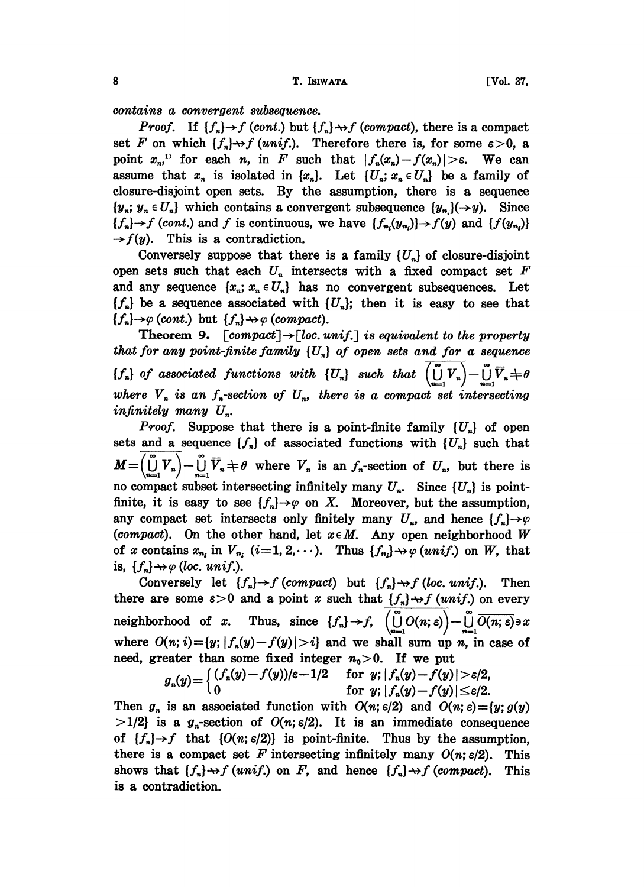*contains a convergent subsequence.*

*Proof.* If $\{f_n\}\to f$ (*cont.*) but $\{f_n\}\not\to f$ (*compact*), there is a compact set $F$ on which $\{f_n\}\not\to f$ (*unif.*). Therefore there is, for some $\varepsilon>0$, a point $x_n$,[1] for each $n$, in $F$ such that $|f_n(x_n)-f(x_n)|>\varepsilon$. We can assume that $x_n$ is isolated in $\{x_n\}$. Let $\{U_n;\, x_n\in U_n\}$ be a family of closure-disjoint open sets. By the assumption, there is a sequence $\{y_n;\, y_n\in U_n\}$ which contains a convergent subsequence $\{y_{n_i}\}(\to y)$. Since $\{f_n\}\to f$ (*cont.*) and $f$ is continuous, we have $\{f_{n_i}(y_{n_i})\}\to f(y)$ and $\{f(y_{n_i})\}\to f(y)$. This is a contradiction.

Conversely suppose that there is a family $\{U_n\}$ of closure-disjoint open sets such that each $U_n$ intersects with a fixed compact set $F$ and any sequence $\{x_n;\, x_n\in U_n\}$ has no convergent subsequences. Let $\{f_n\}$ be a sequence associated with $\{U_n\}$; then it is easy to see that $\{f_n\}\to\varphi$ (*cont.*) but $\{f_n\}\not\to\varphi$ (*compact*).

**Theorem 9.** *[compact]$\to$[loc. unif.] is equivalent to the property that for any point-finite family $\{U_n\}$ of open sets and for a sequence $\{f_n\}$ of associated functions with $\{U_n\}$ such that $\overline{\left(\bigcup_{n=1}^{\infty} V_n\right)}-\bigcup_{n=1}^{\infty}\overline{V}_n\neq\theta$ where $V_n$ is an $f_n$-section of $U_n$, there is a compact set intersecting infinitely many $U_n$.*

*Proof.* Suppose that there is a point-finite family $\{U_n\}$ of open sets and a sequence $\{f_n\}$ of associated functions with $\{U_n\}$ such that $M=\overline{\left(\bigcup_{n=1}^{\infty} V_n\right)}-\bigcup_{n=1}^{\infty}\overline{V}_n\neq\theta$ where $V_n$ is an $f_n$-section of $U_n$, but there is no compact subset intersecting infinitely many $U_n$. Since $\{U_n\}$ is point-finite, it is easy to see $\{f_n\}\to\varphi$ on $X$. Moreover, but the assumption, any compact set intersects only finitely many $U_n$, and hence $\{f_n\}\to\varphi$ (*compact*). On the other hand, let $x\in M$. Any open neighborhood $W$ of $x$ contains $x_{n_i}$ in $V_{n_i}$ $(i=1,2,\cdots)$. Thus $\{f_{n_i}\}\not\to\varphi$ (*unif.*) on $W$, that is, $\{f_n\}\not\to\varphi$ (*loc. unif.*).

Conversely let $\{f_n\}\to f$ (*compact*) but $\{f_n\}\not\to f$ (*loc. unif.*). Then there are some $\varepsilon>0$ and a point $x$ such that $\{f_n\}\not\to f$ (*unif.*) on every neighborhood of $x$. Thus, since $\{f_n\}\to f$, $\overline{\left(\bigcup_{n=1}^{\infty} O(n;\varepsilon)\right)}-\bigcup_{n=1}^{\infty}\overline{O(n;\varepsilon)}\ni x$ where $O(n;i)=\{y;\, |f_n(y)-f(y)|>i\}$ and we shall sum up $n$, in case of need, greater than some fixed integer $n_0>0$. If we put

$$g_n(y)=\begin{cases}(f_n(y)-f(y))/\varepsilon-1/2 & \text{for } y;\, |f_n(y)-f(y)|>\varepsilon/2,\\ 0 & \text{for } y;\, |f_n(y)-f(y)|\leq\varepsilon/2.\end{cases}$$

Then $g_n$ is an associated function with $O(n;\varepsilon/2)$ and $O(n;\varepsilon)=\{y;\, g(y)>1/2\}$ is a $g_n$-section of $O(n;\varepsilon/2)$. It is an immediate consequence of $\{f_n\}\to f$ that $\{O(n;\varepsilon/2)\}$ is point-finite. Thus by the assumption, there is a compact set $F$ intersecting infinitely many $O(n;\varepsilon/2)$. This shows that $\{f_n\}\not\to f$ (*unif.*) on $F$, and hence $\{f_n\}\not\to f$ (*compact*). This is a contradiction.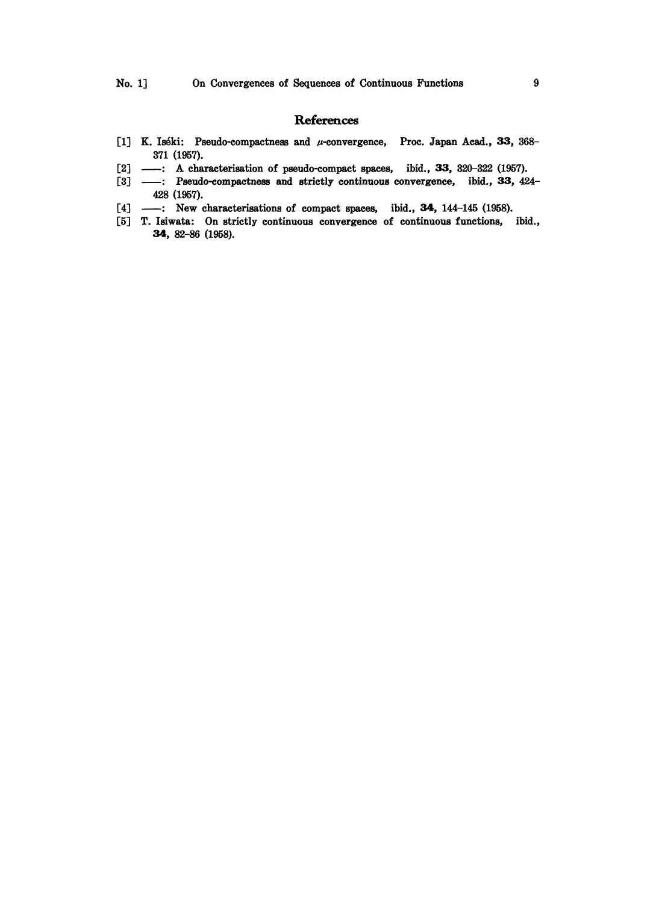## References

[1] K. Iséki: Pseudo-compactness and $\mu$-convergence, Proc. Japan Acad., **33**, 368–371 (1957).

[2] ——: A characterisation of pseudo-compact spaces, ibid., **33**, 320–322 (1957).

[3] ——: Pseudo-compactness and strictly continuous convergence, ibid., **33**, 424–428 (1957).

[4] ——: New characterisations of compact spaces, ibid., **34**, 144–145 (1958).

[5] T. Isiwata: On strictly continuous convergence of continuous functions, ibid., **34**, 82–86 (1958).